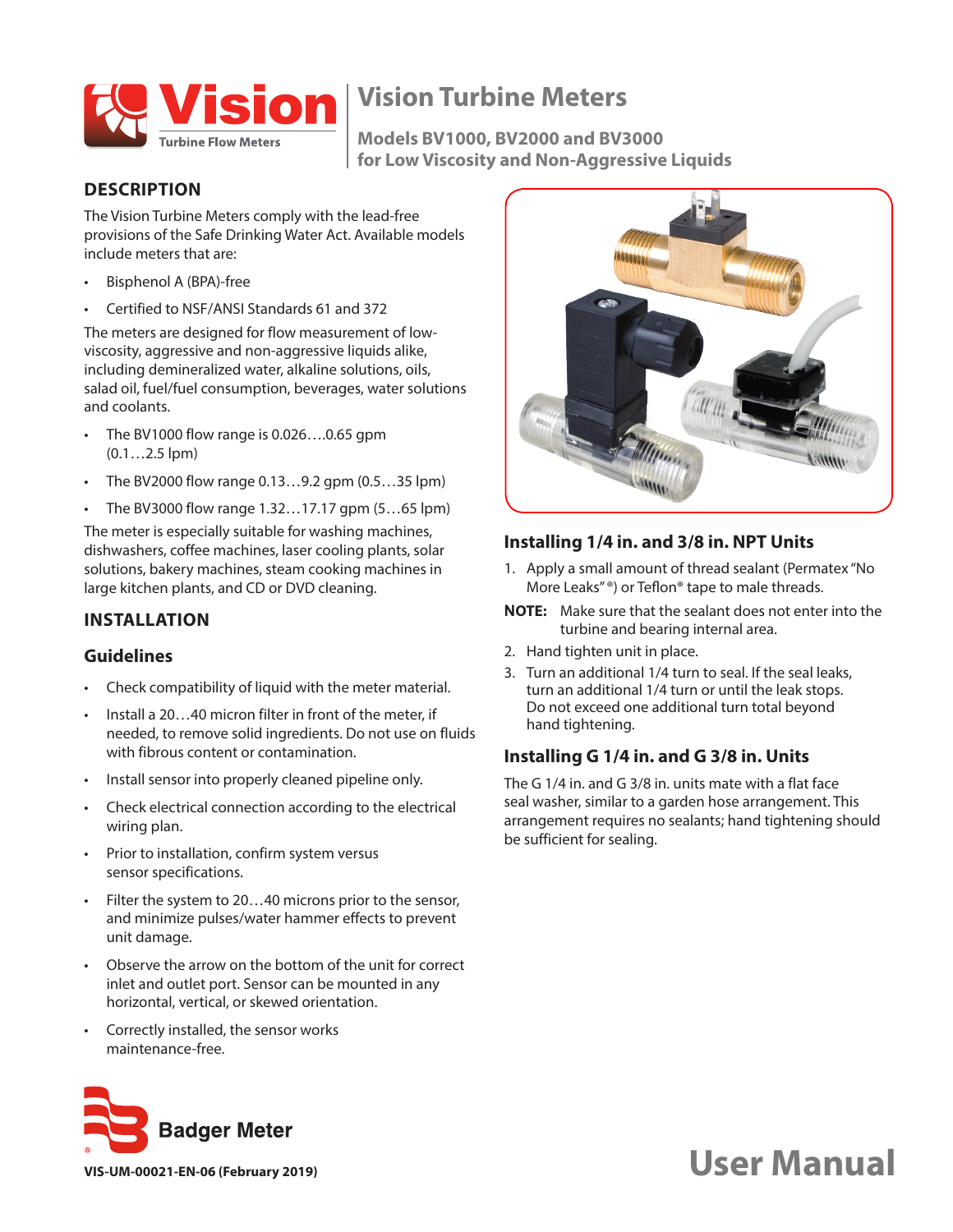# Vision Turbine Meters

## Models BV1000, BV2000 and BV3000 for Low Viscosity and Non-Aggressive Liquids

## DESCRIPTION

The Vision Turbine Meters comply with the lead-free provisions of the Safe Drinking Water Act. Available models include meters that are:

- Bisphenol A (BPA)-free
- Certified to NSF/ANSI Standards 61 and 372

The meters are designed for flow measurement of low-viscosity, aggressive and non-aggressive liquids alike, including demineralized water, alkaline solutions, oils, salad oil, fuel/fuel consumption, beverages, water solutions and coolants.

- The BV1000 flow range is 0.026….0.65 gpm (0.1…2.5 lpm)
- The BV2000 flow range 0.13…9.2 gpm (0.5…35 lpm)
- The BV3000 flow range 1.32…17.17 gpm (5…65 lpm)

The meter is especially suitable for washing machines, dishwashers, coffee machines, laser cooling plants, solar solutions, bakery machines, steam cooking machines in large kitchen plants, and CD or DVD cleaning.

## INSTALLATION

### Guidelines

- Check compatibility of liquid with the meter material.
- Install a 20…40 micron filter in front of the meter, if needed, to remove solid ingredients. Do not use on fluids with fibrous content or contamination.
- Install sensor into properly cleaned pipeline only.
- Check electrical connection according to the electrical wiring plan.
- Prior to installation, confirm system versus sensor specifications.
- Filter the system to 20…40 microns prior to the sensor, and minimize pulses/water hammer effects to prevent unit damage.
- Observe the arrow on the bottom of the unit for correct inlet and outlet port. Sensor can be mounted in any horizontal, vertical, or skewed orientation.
- Correctly installed, the sensor works maintenance-free.

### Installing 1/4 in. and 3/8 in. NPT Units

1. Apply a small amount of thread sealant (Permatex "No More Leaks"®) or Teflon® tape to male threads.

**NOTE:** Make sure that the sealant does not enter into the turbine and bearing internal area.

2. Hand tighten unit in place.
3. Turn an additional 1/4 turn to seal. If the seal leaks, turn an additional 1/4 turn or until the leak stops. Do not exceed one additional turn total beyond hand tightening.

### Installing G 1/4 in. and G 3/8 in. Units

The G 1/4 in. and G 3/8 in. units mate with a flat face seal washer, similar to a garden hose arrangement. This arrangement requires no sealants; hand tightening should be sufficient for sealing.

VIS-UM-00021-EN-06 (February 2019)

User Manual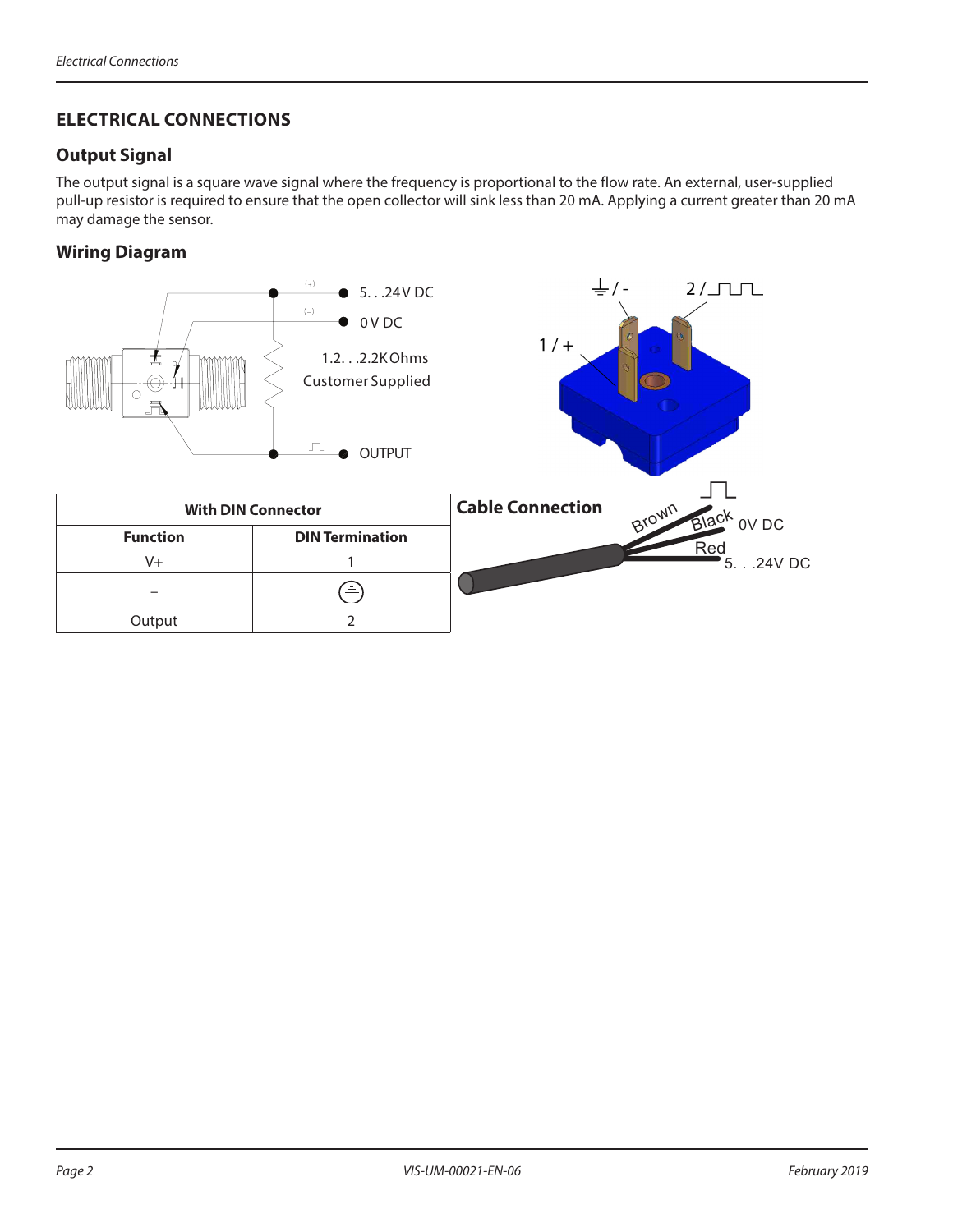# ELECTRICAL CONNECTIONS

## Output Signal

The output signal is a square wave signal where the frequency is proportional to the flow rate. An external, user-supplied pull-up resistor is required to ensure that the open collector will sink less than 20 mA. Applying a current greater than 20 mA may damage the sensor.

## Wiring Diagram

5. . .24 V DC

0 V DC

1.2. . .2.2 K Ohms Customer Supplied

OUTPUT

1 / +

⏚ / -

2 / ⎍⎍

| With DIN Connector | |
|---|---|
| **Function** | **DIN Termination** |
| V+ | 1 |
| – | ⏚ |
| Output | 2 |

**Cable Connection**

Brown

Black 0V DC

Red 5. . .24V DC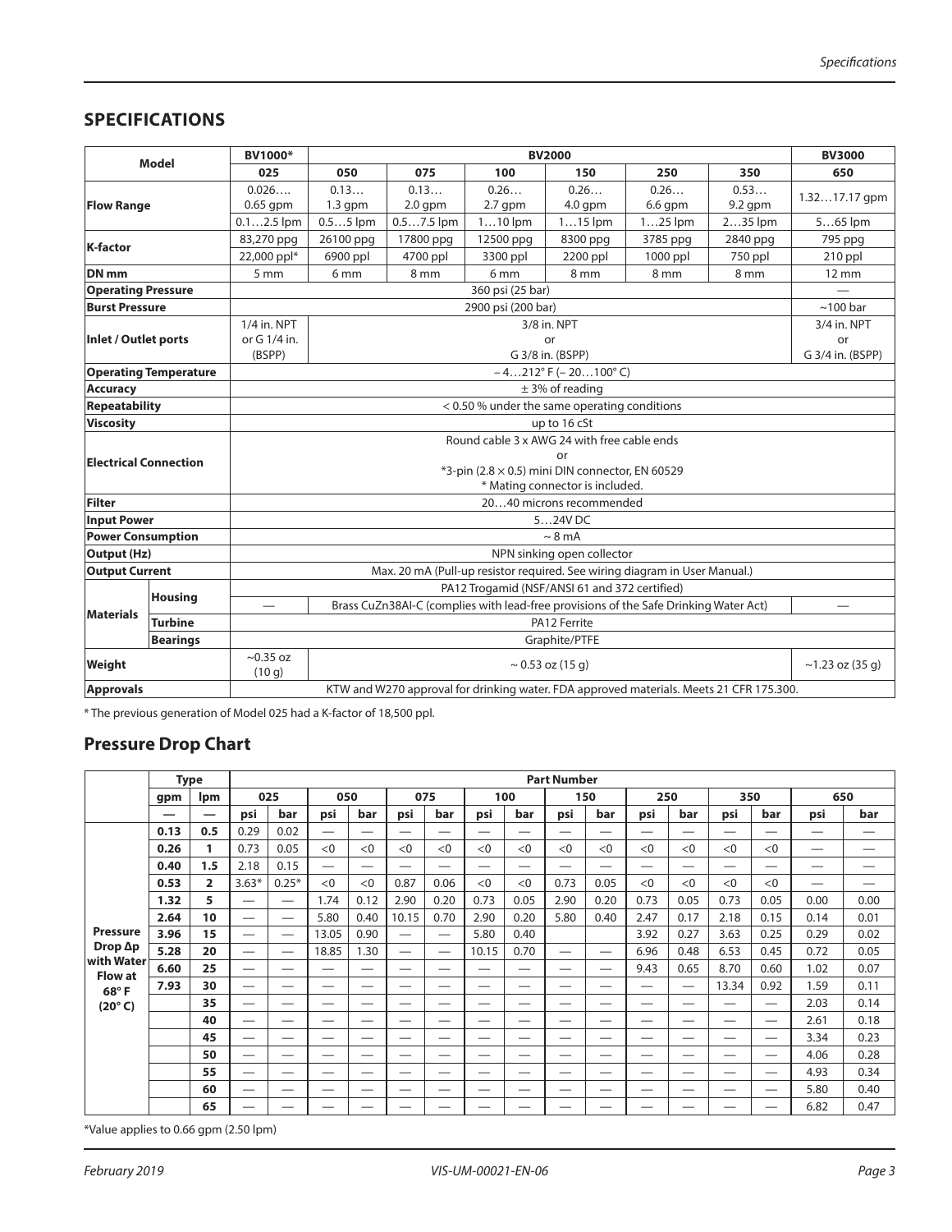## SPECIFICATIONS

| Model | | BV1000* | BV2000 | | | | | | BV3000 |
|---|---|---|---|---|---|---|---|---|---|
| | | 025 | 050 | 075 | 100 | 150 | 250 | 350 | 650 |
| Flow Range | | 0.026…. 0.65 gpm | 0.13… 1.3 gpm | 0.13… 2.0 gpm | 0.26… 2.7 gpm | 0.26… 4.0 gpm | 0.26… 6.6 gpm | 0.53… 9.2 gpm | 1.32…17.17 gpm |
| | | 0.1…2.5 lpm | 0.5…5 lpm | 0.5…7.5 lpm | 1…10 lpm | 1…15 lpm | 1…25 lpm | 2…35 lpm | 5…65 lpm |
| K-factor | | 83,270 ppg | 26100 ppg | 17800 ppg | 12500 ppg | 8300 ppg | 3785 ppg | 2840 ppg | 795 ppg |
| | | 22,000 ppl* | 6900 ppl | 4700 ppl | 3300 ppl | 2200 ppl | 1000 ppl | 750 ppl | 210 ppl |
| DN mm | | 5 mm | 6 mm | 8 mm | 6 mm | 8 mm | 8 mm | 8 mm | 12 mm |
| Operating Pressure | | 360 psi (25 bar) | | | | | | | — |
| Burst Pressure | | 2900 psi (200 bar) | | | | | | | ~100 bar |
| Inlet / Outlet ports | | 1/4 in. NPT or G 1/4 in. (BSPP) | 3/8 in. NPT or G 3/8 in. (BSPP) | | | | | | 3/4 in. NPT or G 3/4 in. (BSPP) |
| Operating Temperature | | – 4…212° F (– 20…100° C) | | | | | | | |
| Accuracy | | ± 3% of reading | | | | | | | |
| Repeatability | | < 0.50 % under the same operating conditions | | | | | | | |
| Viscosity | | up to 16 cSt | | | | | | | |
| Electrical Connection | | Round cable 3 x AWG 24 with free cable ends or *3-pin (2.8 × 0.5) mini DIN connector, EN 60529 * Mating connector is included. | | | | | | | |
| Filter | | 20…40 microns recommended | | | | | | | |
| Input Power | | 5…24V DC | | | | | | | |
| Power Consumption | | ~ 8 mA | | | | | | | |
| Output (Hz) | | NPN sinking open collector | | | | | | | |
| Output Current | | Max. 20 mA (Pull-up resistor required. See wiring diagram in User Manual.) | | | | | | | |
| Materials | Housing | PA12 Trogamid (NSF/ANSI 61 and 372 certified) | | | | | | | |
| | | — | Brass CuZn38AI-C (complies with lead-free provisions of the Safe Drinking Water Act) | | | | | | — |
| | Turbine | PA12 Ferrite | | | | | | | |
| | Bearings | Graphite/PTFE | | | | | | | |
| Weight | | ~0.35 oz (10 g) | ~ 0.53 oz (15 g) | | | | | | ~1.23 oz (35 g) |
| Approvals | | KTW and W270 approval for drinking water. FDA approved materials. Meets 21 CFR 175.300. | | | | | | | |

* The previous generation of Model 025 had a K-factor of 18,500 ppl.

## Pressure Drop Chart

| | Type | | Part Number | | | | | | | | | | | | | | | |
|---|---|---|---|---|---|---|---|---|---|---|---|---|---|---|---|---|---|---|
| | gpm | lpm | 025 | | 050 | | 075 | | 100 | | 150 | | 250 | | 350 | | 650 | |
| | — | — | psi | bar | psi | bar | psi | bar | psi | bar | psi | bar | psi | bar | psi | bar | psi | bar |
| Pressure Drop Δp with Water Flow at 68° F (20° C) | 0.13 | 0.5 | 0.29 | 0.02 | — | — | — | — | — | — | — | — | — | — | — | — | — | — |
| | 0.26 | 1 | 0.73 | 0.05 | <0 | <0 | <0 | <0 | <0 | <0 | <0 | <0 | <0 | <0 | <0 | <0 | — | — |
| | 0.40 | 1.5 | 2.18 | 0.15 | — | — | — | — | — | — | — | — | — | — | — | — | — | — |
| | 0.53 | 2 | 3.63* | 0.25* | <0 | <0 | 0.87 | 0.06 | <0 | <0 | 0.73 | 0.05 | <0 | <0 | <0 | <0 | — | — |
| | 1.32 | 5 | — | — | 1.74 | 0.12 | 2.90 | 0.20 | 0.73 | 0.05 | 2.90 | 0.20 | 0.73 | 0.05 | 0.73 | 0.05 | 0.00 | 0.00 |
| | 2.64 | 10 | — | — | 5.80 | 0.40 | 10.15 | 0.70 | 2.90 | 0.20 | 5.80 | 0.40 | 2.47 | 0.17 | 2.18 | 0.15 | 0.14 | 0.01 |
| | 3.96 | 15 | — | — | 13.05 | 0.90 | — | — | 5.80 | 0.40 | | | 3.92 | 0.27 | 3.63 | 0.25 | 0.29 | 0.02 |
| | 5.28 | 20 | — | — | 18.85 | 1.30 | — | — | 10.15 | 0.70 | — | — | 6.96 | 0.48 | 6.53 | 0.45 | 0.72 | 0.05 |
| | 6.60 | 25 | — | — | — | — | — | — | — | — | — | — | 9.43 | 0.65 | 8.70 | 0.60 | 1.02 | 0.07 |
| | 7.93 | 30 | — | — | — | — | — | — | — | — | — | — | — | — | 13.34 | 0.92 | 1.59 | 0.11 |
| | | 35 | — | — | — | — | — | — | — | — | — | — | — | — | — | — | 2.03 | 0.14 |
| | | 40 | — | — | — | — | — | — | — | — | — | — | — | — | — | — | 2.61 | 0.18 |
| | | 45 | — | — | — | — | — | — | — | — | — | — | — | — | — | — | 3.34 | 0.23 |
| | | 50 | — | — | — | — | — | — | — | — | — | — | — | — | — | — | 4.06 | 0.28 |
| | | 55 | — | — | — | — | — | — | — | — | — | — | — | — | — | — | 4.93 | 0.34 |
| | | 60 | — | — | — | — | — | — | — | — | — | — | — | — | — | — | 5.80 | 0.40 |
| | | 65 | — | — | — | — | — | — | — | — | — | — | — | — | — | — | 6.82 | 0.47 |

*Value applies to 0.66 gpm (2.50 lpm)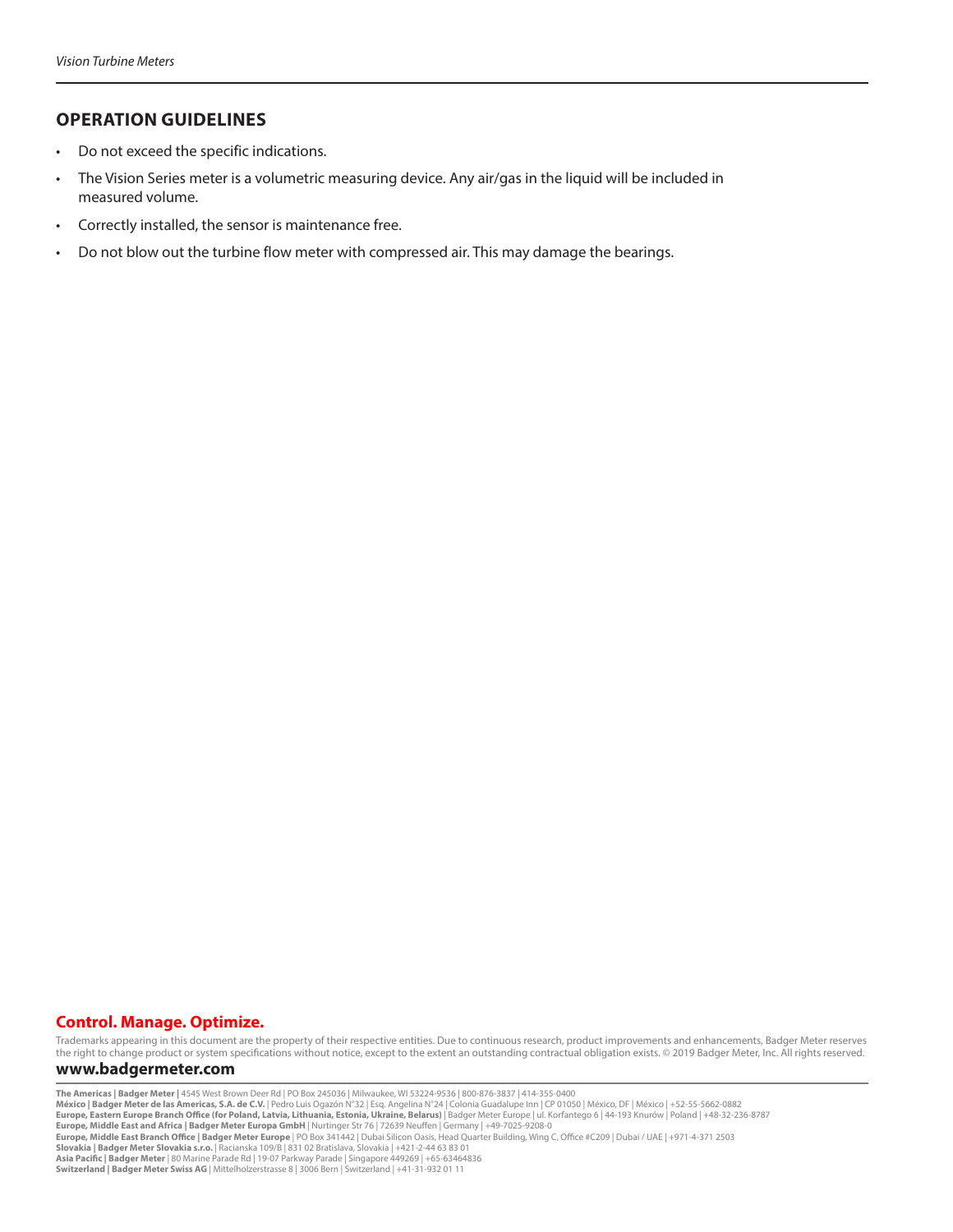## OPERATION GUIDELINES

- Do not exceed the specific indications.
- The Vision Series meter is a volumetric measuring device. Any air/gas in the liquid will be included in measured volume.
- Correctly installed, the sensor is maintenance free.
- Do not blow out the turbine flow meter with compressed air. This may damage the bearings.

**Control. Manage. Optimize.**

Trademarks appearing in this document are the property of their respective entities. Due to continuous research, product improvements and enhancements, Badger Meter reserves the right to change product or system specifications without notice, except to the extent an outstanding contractual obligation exists. © 2019 Badger Meter, Inc. All rights reserved.

**www.badgermeter.com**

**The Americas | Badger Meter |** 4545 West Brown Deer Rd | PO Box 245036 | Milwaukee, WI 53224-9536 | 800-876-3837 | 414-355-0400
**México | Badger Meter de las Americas, S.A. de C.V.** | Pedro Luis Ogazón N°32 | Esq. Angelina N°24 | Colonia Guadalupe Inn | CP 01050 | México, DF | México | +52-55-5662-0882
**Europe, Eastern Europe Branch Office (for Poland, Latvia, Lithuania, Estonia, Ukraine, Belarus)** | Badger Meter Europe | ul. Korfantego 6 | 44-193 Knurów | Poland | +48-32-236-8787
**Europe, Middle East and Africa | Badger Meter Europa GmbH** | Nurtinger Str 76 | 72639 Neuffen | Germany | +49-7025-9208-0
**Europe, Middle East Branch Office | Badger Meter Europe** | PO Box 341442 | Dubai Silicon Oasis, Head Quarter Building, Wing C, Office #C209 | Dubai / UAE | +971-4-371 2503
**Slovakia | Badger Meter Slovakia s.r.o.** | Racianska 109/B | 831 02 Bratislava, Slovakia | +421-2-44 63 83 01
**Asia Pacific | Badger Meter** | 80 Marine Parade Rd | 19-07 Parkway Parade | Singapore 449269 | +65-63464836
**Switzerland | Badger Meter Swiss AG** | Mittelholzerstrasse 8 | 3006 Bern | Switzerland | +41-31-932 01 11